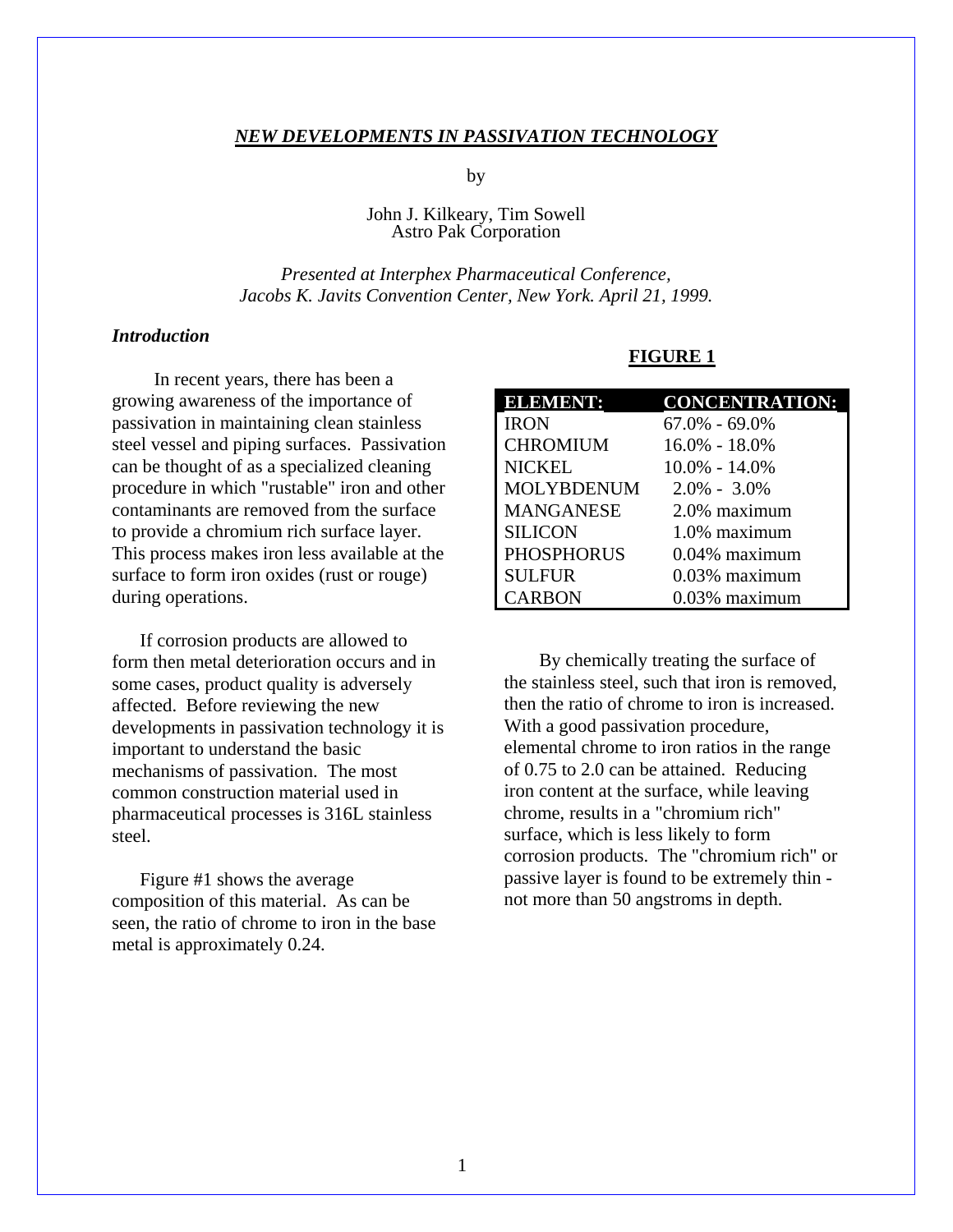# *NEW DEVELOPMENTS IN PASSIVATION TECHNOLOGY*

by

John J. Kilkeary, Tim Sowell
Astro Pak Corporation

*Presented at Interphex Pharmaceutical Conference,*
*Jacobs K. Javits Convention Center, New York. April 21, 1999.*

### *Introduction*

In recent years, there has been a growing awareness of the importance of passivation in maintaining clean stainless steel vessel and piping surfaces. Passivation can be thought of as a specialized cleaning procedure in which "rustable" iron and other contaminants are removed from the surface to provide a chromium rich surface layer. This process makes iron less available at the surface to form iron oxides (rust or rouge) during operations.

If corrosion products are allowed to form then metal deterioration occurs and in some cases, product quality is adversely affected. Before reviewing the new developments in passivation technology it is important to understand the basic mechanisms of passivation. The most common construction material used in pharmaceutical processes is 316L stainless steel.

Figure #1 shows the average composition of this material. As can be seen, the ratio of chrome to iron in the base metal is approximately 0.24.

**FIGURE 1**

| ELEMENT: | CONCENTRATION: |
|---|---|
| IRON | 67.0% - 69.0% |
| CHROMIUM | 16.0% - 18.0% |
| NICKEL | 10.0% - 14.0% |
| MOLYBDENUM | 2.0% - 3.0% |
| MANGANESE | 2.0% maximum |
| SILICON | 1.0% maximum |
| PHOSPHORUS | 0.04% maximum |
| SULFUR | 0.03% maximum |
| CARBON | 0.03% maximum |

By chemically treating the surface of the stainless steel, such that iron is removed, then the ratio of chrome to iron is increased. With a good passivation procedure, elemental chrome to iron ratios in the range of 0.75 to 2.0 can be attained. Reducing iron content at the surface, while leaving chrome, results in a "chromium rich" surface, which is less likely to form corrosion products. The "chromium rich" or passive layer is found to be extremely thin - not more than 50 angstroms in depth.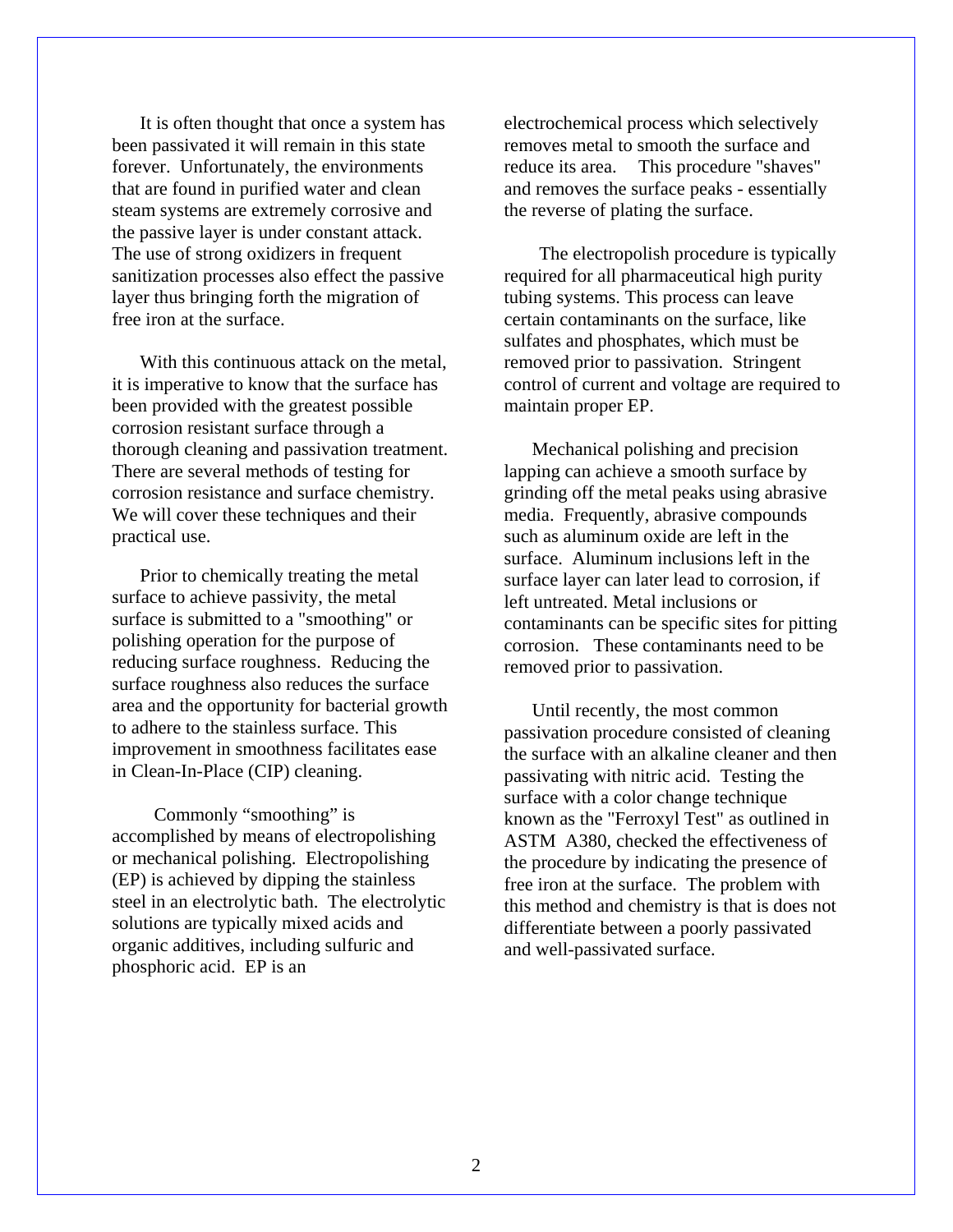It is often thought that once a system has been passivated it will remain in this state forever. Unfortunately, the environments that are found in purified water and clean steam systems are extremely corrosive and the passive layer is under constant attack. The use of strong oxidizers in frequent sanitization processes also effect the passive layer thus bringing forth the migration of free iron at the surface.

With this continuous attack on the metal, it is imperative to know that the surface has been provided with the greatest possible corrosion resistant surface through a thorough cleaning and passivation treatment. There are several methods of testing for corrosion resistance and surface chemistry. We will cover these techniques and their practical use.

Prior to chemically treating the metal surface to achieve passivity, the metal surface is submitted to a "smoothing" or polishing operation for the purpose of reducing surface roughness. Reducing the surface roughness also reduces the surface area and the opportunity for bacterial growth to adhere to the stainless surface. This improvement in smoothness facilitates ease in Clean-In-Place (CIP) cleaning.

Commonly "smoothing" is accomplished by means of electropolishing or mechanical polishing. Electropolishing (EP) is achieved by dipping the stainless steel in an electrolytic bath. The electrolytic solutions are typically mixed acids and organic additives, including sulfuric and phosphoric acid. EP is an electrochemical process which selectively removes metal to smooth the surface and reduce its area. This procedure "shaves" and removes the surface peaks - essentially the reverse of plating the surface.

The electropolish procedure is typically required for all pharmaceutical high purity tubing systems. This process can leave certain contaminants on the surface, like sulfates and phosphates, which must be removed prior to passivation. Stringent control of current and voltage are required to maintain proper EP.

Mechanical polishing and precision lapping can achieve a smooth surface by grinding off the metal peaks using abrasive media. Frequently, abrasive compounds such as aluminum oxide are left in the surface. Aluminum inclusions left in the surface layer can later lead to corrosion, if left untreated. Metal inclusions or contaminants can be specific sites for pitting corrosion. These contaminants need to be removed prior to passivation.

Until recently, the most common passivation procedure consisted of cleaning the surface with an alkaline cleaner and then passivating with nitric acid. Testing the surface with a color change technique known as the "Ferroxyl Test" as outlined in ASTM A380, checked the effectiveness of the procedure by indicating the presence of free iron at the surface. The problem with this method and chemistry is that is does not differentiate between a poorly passivated and well-passivated surface.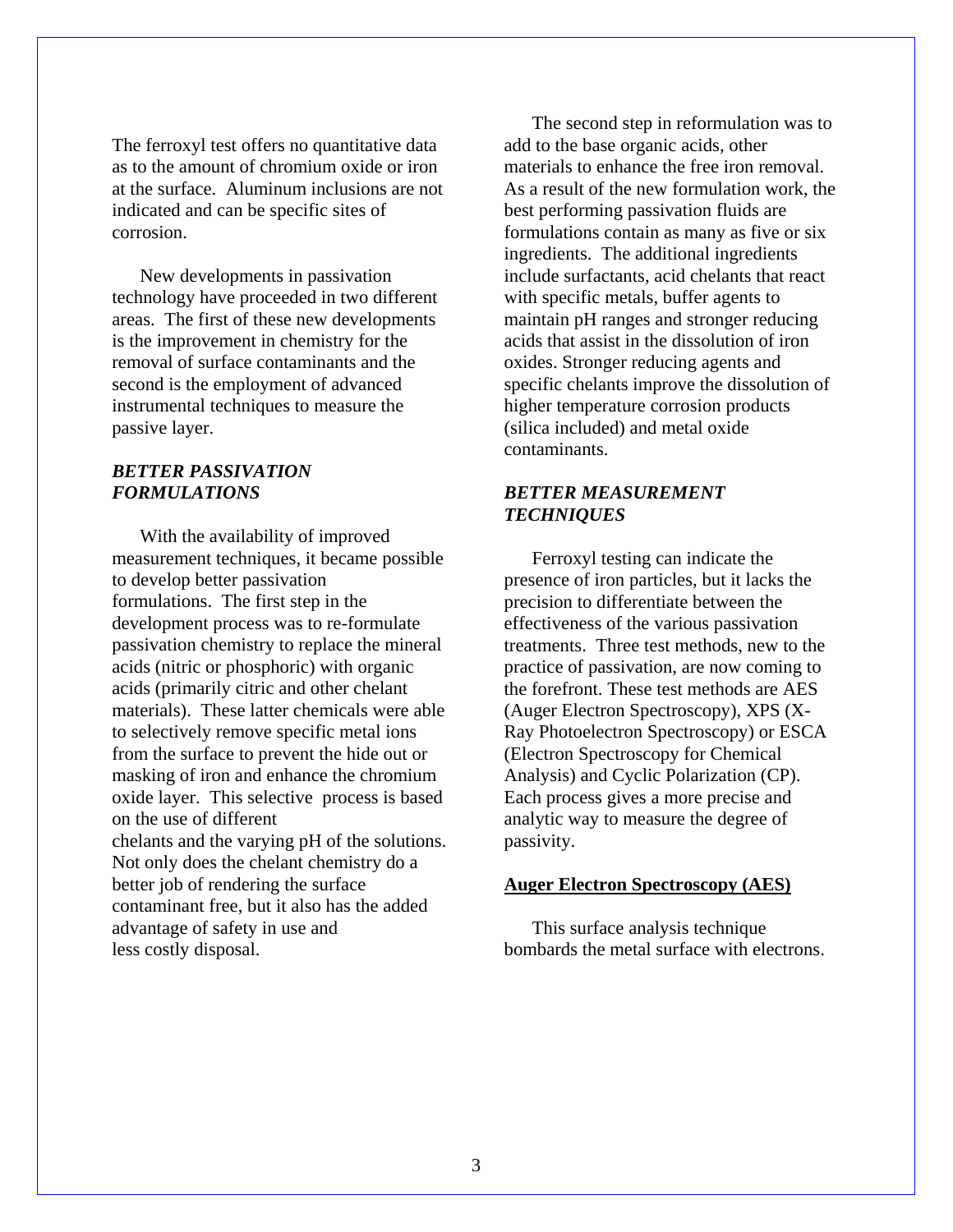The ferroxyl test offers no quantitative data as to the amount of chromium oxide or iron at the surface. Aluminum inclusions are not indicated and can be specific sites of corrosion.

New developments in passivation technology have proceeded in two different areas. The first of these new developments is the improvement in chemistry for the removal of surface contaminants and the second is the employment of advanced instrumental techniques to measure the passive layer.

### *BETTER PASSIVATION FORMULATIONS*

With the availability of improved measurement techniques, it became possible to develop better passivation formulations. The first step in the development process was to re-formulate passivation chemistry to replace the mineral acids (nitric or phosphoric) with organic acids (primarily citric and other chelant materials). These latter chemicals were able to selectively remove specific metal ions from the surface to prevent the hide out or masking of iron and enhance the chromium oxide layer. This selective process is based on the use of different chelants and the varying pH of the solutions. Not only does the chelant chemistry do a better job of rendering the surface contaminant free, but it also has the added advantage of safety in use and less costly disposal.

The second step in reformulation was to add to the base organic acids, other materials to enhance the free iron removal. As a result of the new formulation work, the best performing passivation fluids are formulations contain as many as five or six ingredients. The additional ingredients include surfactants, acid chelants that react with specific metals, buffer agents to maintain pH ranges and stronger reducing acids that assist in the dissolution of iron oxides. Stronger reducing agents and specific chelants improve the dissolution of higher temperature corrosion products (silica included) and metal oxide contaminants.

### *BETTER MEASUREMENT TECHNIQUES*

Ferroxyl testing can indicate the presence of iron particles, but it lacks the precision to differentiate between the effectiveness of the various passivation treatments. Three test methods, new to the practice of passivation, are now coming to the forefront. These test methods are AES (Auger Electron Spectroscopy), XPS (X-Ray Photoelectron Spectroscopy) or ESCA (Electron Spectroscopy for Chemical Analysis) and Cyclic Polarization (CP). Each process gives a more precise and analytic way to measure the degree of passivity.

#### **Auger Electron Spectroscopy (AES)**

This surface analysis technique bombards the metal surface with electrons.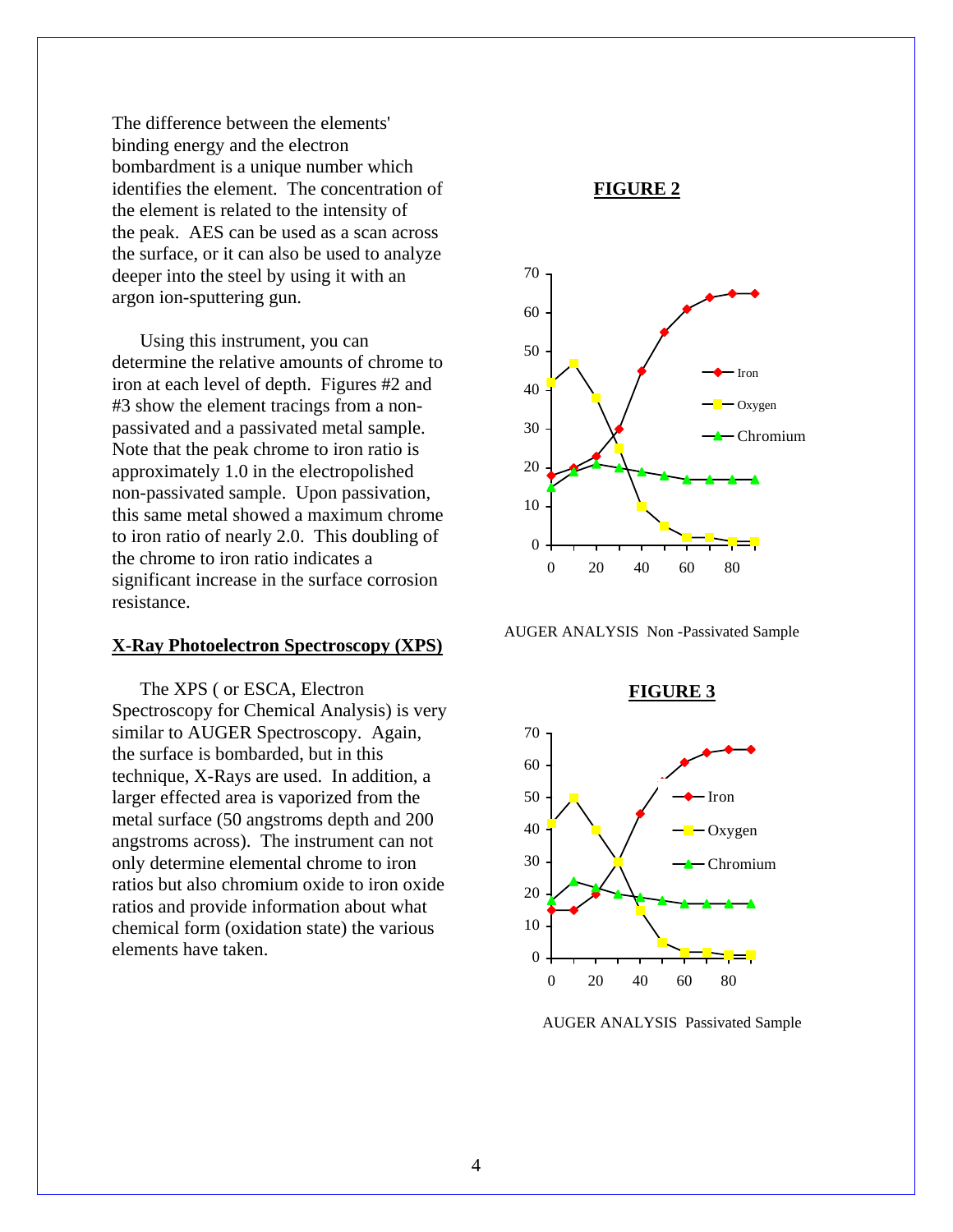The difference between the elements' binding energy and the electron bombardment is a unique number which identifies the element. The concentration of the element is related to the intensity of the peak. AES can be used as a scan across the surface, or it can also be used to analyze deeper into the steel by using it with an argon ion-sputtering gun.

Using this instrument, you can determine the relative amounts of chrome to iron at each level of depth. Figures #2 and #3 show the element tracings from a non-passivated and a passivated metal sample. Note that the peak chrome to iron ratio is approximately 1.0 in the electropolished non-passivated sample. Upon passivation, this same metal showed a maximum chrome to iron ratio of nearly 2.0. This doubling of the chrome to iron ratio indicates a significant increase in the surface corrosion resistance.

## X-Ray Photoelectron Spectroscopy (XPS)

The XPS ( or ESCA, Electron Spectroscopy for Chemical Analysis) is very similar to AUGER Spectroscopy. Again, the surface is bombarded, but in this technique, X-Rays are used. In addition, a larger effected area is vaporized from the metal surface (50 angstroms depth and 200 angstroms across). The instrument can not only determine elemental chrome to iron ratios but also chromium oxide to iron oxide ratios and provide information about what chemical form (oxidation state) the various elements have taken.

**FIGURE 2**

AUGER ANALYSIS Non -Passivated Sample

**FIGURE 3**

AUGER ANALYSIS Passivated Sample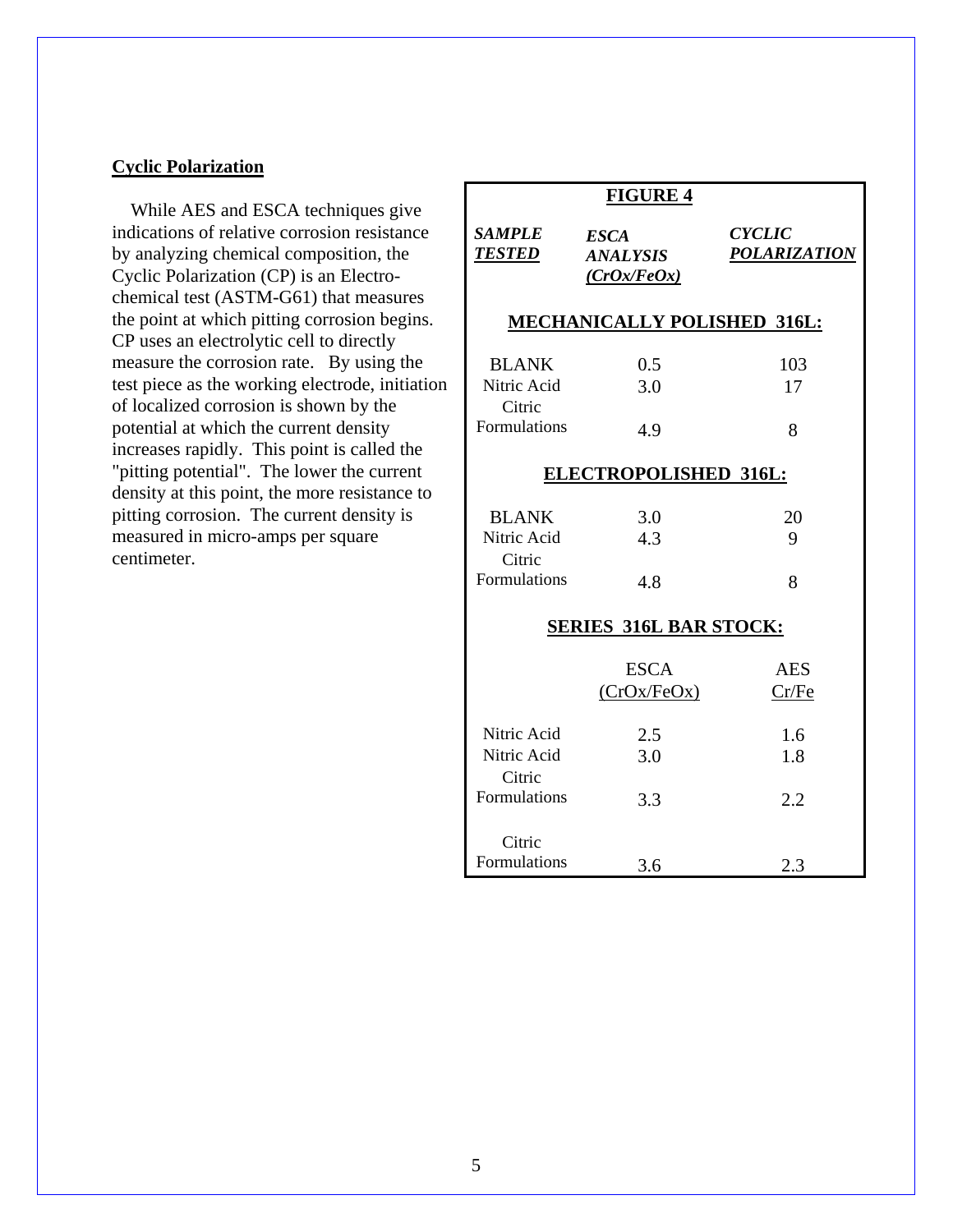## Cyclic Polarization

While AES and ESCA techniques give indications of relative corrosion resistance by analyzing chemical composition, the Cyclic Polarization (CP) is an Electrochemical test (ASTM-G61) that measures the point at which pitting corrosion begins. CP uses an electrolytic cell to directly measure the corrosion rate. By using the test piece as the working electrode, initiation of localized corrosion is shown by the potential at which the current density increases rapidly. This point is called the "pitting potential". The lower the current density at this point, the more resistance to pitting corrosion. The current density is measured in micro-amps per square centimeter.

**FIGURE 4**

| ***SAMPLE TESTED*** | ***ESCA ANALYSIS (CrOx/FeOx)*** | ***CYCLIC POLARIZATION*** |
|---|---|---|
| **MECHANICALLY POLISHED 316L:** | | |
| BLANK | 0.5 | 103 |
| Nitric Acid | 3.0 | 17 |
| Citric Formulations | 4.9 | 8 |
| **ELECTROPOLISHED 316L:** | | |
| BLANK | 3.0 | 20 |
| Nitric Acid | 4.3 | 9 |
| Citric Formulations | 4.8 | 8 |
| **SERIES 316L BAR STOCK:** | | |
| | ESCA (CrOx/FeOx) | AES Cr/Fe |
| Nitric Acid | 2.5 | 1.6 |
| Nitric Acid | 3.0 | 1.8 |
| Citric Formulations | 3.3 | 2.2 |
| Citric Formulations | 3.6 | 2.3 |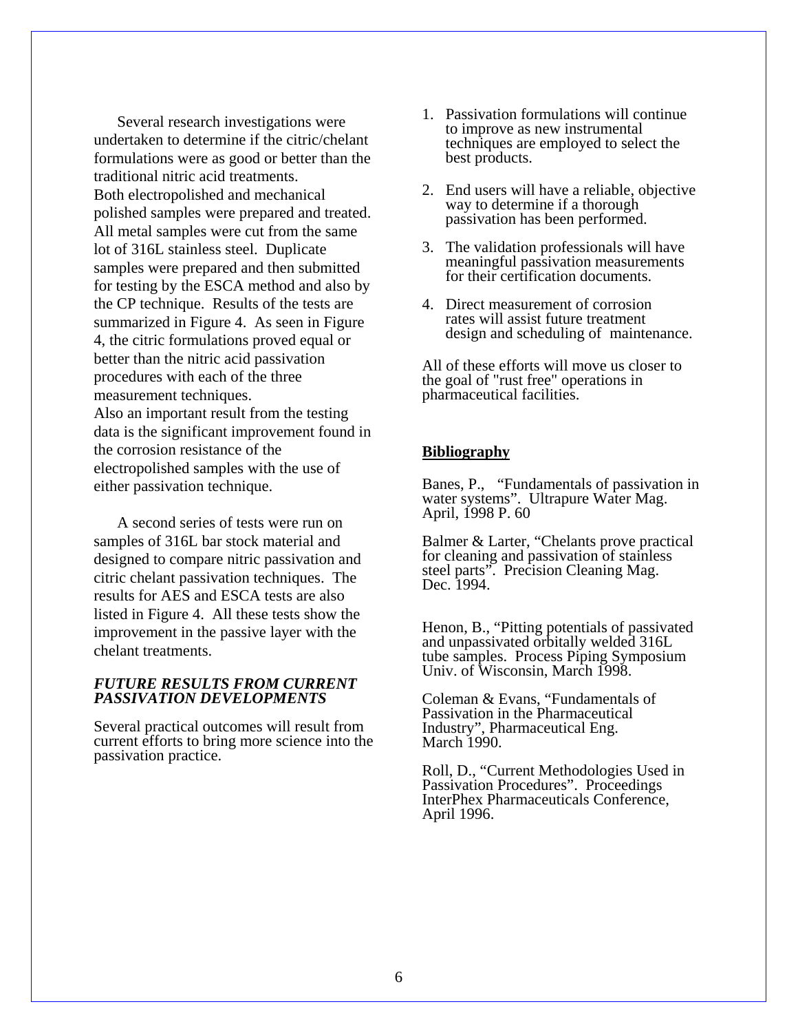Several research investigations were undertaken to determine if the citric/chelant formulations were as good or better than the traditional nitric acid treatments. Both electropolished and mechanical polished samples were prepared and treated. All metal samples were cut from the same lot of 316L stainless steel. Duplicate samples were prepared and then submitted for testing by the ESCA method and also by the CP technique. Results of the tests are summarized in Figure 4. As seen in Figure 4, the citric formulations proved equal or better than the nitric acid passivation procedures with each of the three measurement techniques. Also an important result from the testing data is the significant improvement found in the corrosion resistance of the electropolished samples with the use of either passivation technique.

A second series of tests were run on samples of 316L bar stock material and designed to compare nitric passivation and citric chelant passivation techniques. The results for AES and ESCA tests are also listed in Figure 4. All these tests show the improvement in the passive layer with the chelant treatments.

### *FUTURE RESULTS FROM CURRENT PASSIVATION DEVELOPMENTS*

Several practical outcomes will result from current efforts to bring more science into the passivation practice.

1. Passivation formulations will continue to improve as new instrumental techniques are employed to select the best products.
2. End users will have a reliable, objective way to determine if a thorough passivation has been performed.
3. The validation professionals will have meaningful passivation measurements for their certification documents.
4. Direct measurement of corrosion rates will assist future treatment design and scheduling of maintenance.

All of these efforts will move us closer to the goal of "rust free" operations in pharmaceutical facilities.

## **Bibliography**

Banes, P., "Fundamentals of passivation in water systems". Ultrapure Water Mag. April, 1998 P. 60

Balmer & Larter, "Chelants prove practical for cleaning and passivation of stainless steel parts". Precision Cleaning Mag. Dec. 1994.

Henon, B., "Pitting potentials of passivated and unpassivated orbitally welded 316L tube samples. Process Piping Symposium Univ. of Wisconsin, March 1998.

Coleman & Evans, "Fundamentals of Passivation in the Pharmaceutical Industry", Pharmaceutical Eng. March 1990.

Roll, D., "Current Methodologies Used in Passivation Procedures". Proceedings InterPhex Pharmaceuticals Conference, April 1996.